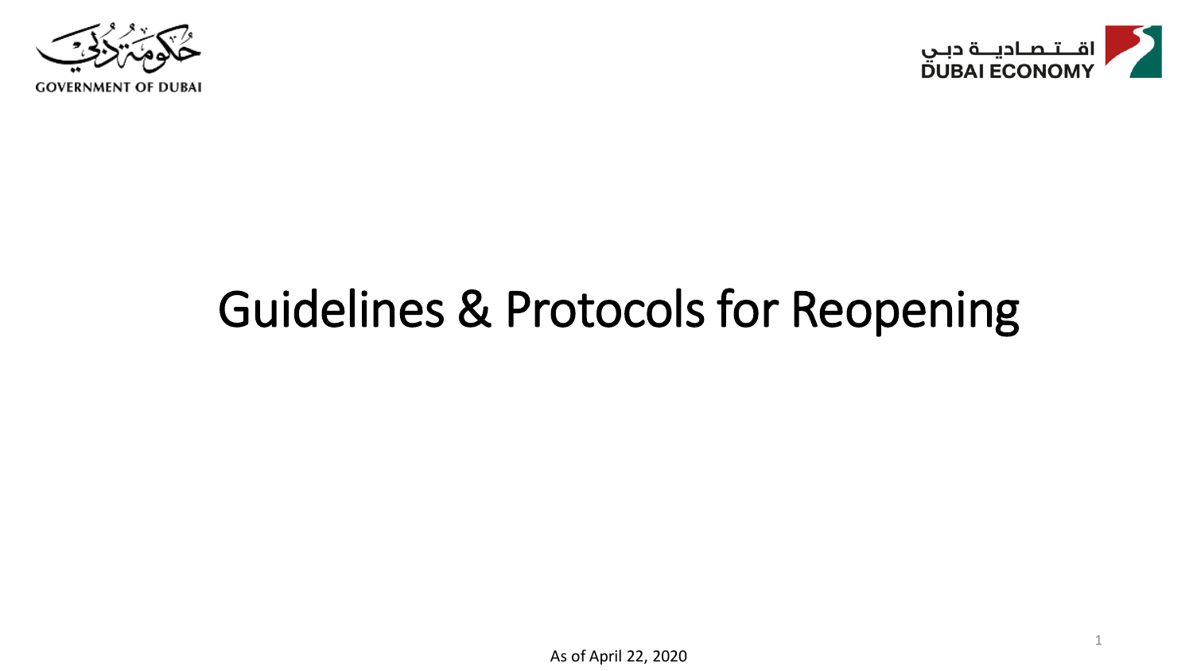حكومة دبي

GOVERNMENT OF DUBAI

اقتصادية دبي

DUBAI ECONOMY

# Guidelines & Protocols for Reopening

As of April 22, 2020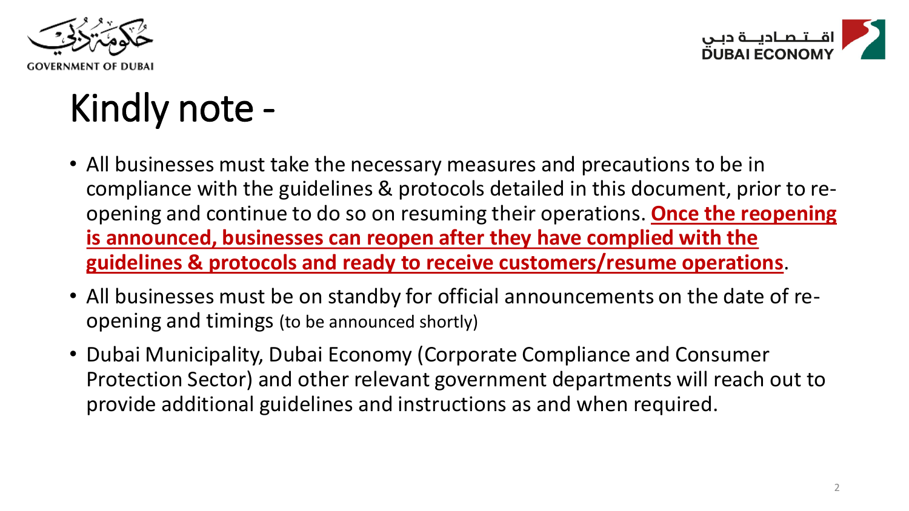# Kindly note -

- All businesses must take the necessary measures and precautions to be in compliance with the guidelines & protocols detailed in this document, prior to re-opening and continue to do so on resuming their operations. **Once the reopening is announced, businesses can reopen after they have complied with the guidelines & protocols and ready to receive customers/resume operations**.
- All businesses must be on standby for official announcements on the date of re-opening and timings (to be announced shortly)
- Dubai Municipality, Dubai Economy (Corporate Compliance and Consumer Protection Sector) and other relevant government departments will reach out to provide additional guidelines and instructions as and when required.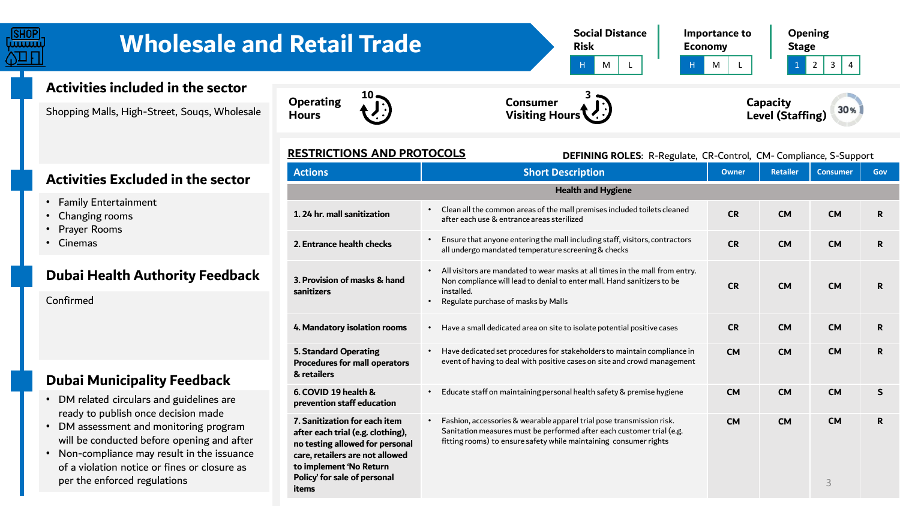# Wholesale and Retail Trade

**Social Distance Risk:** H | M | L (H highlighted)

**Importance to Economy:** H | M | L (H highlighted)

**Opening Stage:** 1 | 2 | 3 | 4 (1 highlighted)

## Activities included in the sector

Shopping Malls, High-Street, Souqs, Wholesale

## Activities Excluded in the sector

- Family Entertainment
- Changing rooms
- Prayer Rooms
- Cinemas

## Dubai Health Authority Feedback

Confirmed

## Dubai Municipality Feedback

- DM related circulars and guidelines are ready to publish once decision made
- DM assessment and monitoring program will be conducted before opening and after
- Non-compliance may result in the issuance of a violation notice or fines or closure as per the enforced regulations

**Operating Hours:** 10

**Consumer Visiting Hours:** 3

**Capacity Level (Staffing):** 30%

## RESTRICTIONS AND PROTOCOLS

**DEFINING ROLES**: R-Regulate, CR-Control, CM- Compliance, S-Support

| Actions | Short Description | Owner | Retailer | Consumer | Gov |
|---|---|---|---|---|---|
| **Health and Hygiene** | | | | | |
| **1. 24 hr. mall sanitization** | • Clean all the common areas of the mall premises included toilets cleaned after each use & entrance areas sterilized | CR | CM | CM | R |
| **2. Entrance health checks** | • Ensure that anyone entering the mall including staff, visitors, contractors all undergo mandated temperature screening & checks | CR | CM | CM | R |
| **3. Provision of masks & hand sanitizers** | • All visitors are mandated to wear masks at all times in the mall from entry. Non compliance will lead to denial to enter mall. Hand sanitizers to be installed.<br>• Regulate purchase of masks by Malls | CR | CM | CM | R |
| **4. Mandatory isolation rooms** | • Have a small dedicated area on site to isolate potential positive cases | CR | CM | CM | R |
| **5. Standard Operating Procedures for mall operators & retailers** | • Have dedicated set procedures for stakeholders to maintain compliance in event of having to deal with positive cases on site and crowd management | CM | CM | CM | R |
| **6. COVID 19 health & prevention staff education** | • Educate staff on maintaining personal health safety & premise hygiene | CM | CM | CM | S |
| **7. Sanitization for each item after each trial (e.g. clothing), no testing allowed for personal care, retailers are not allowed to implement 'No Return Policy' for sale of personal items** | • Fashion, accessories & wearable apparel trial pose transmission risk. Sanitation measures must be performed after each customer trial (e.g. fitting rooms) to ensure safety while maintaining consumer rights | CM | CM | CM | R |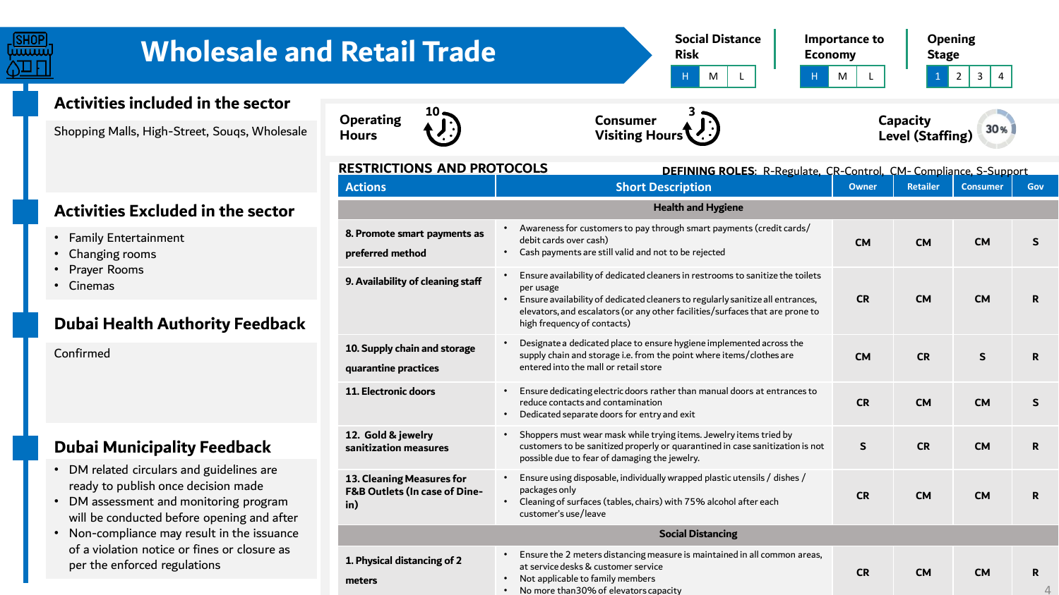# Wholesale and Retail Trade

**Social Distance Risk:** H | M | L

**Importance to Economy:** H | M | L

**Opening Stage:** 1 | 2 | 3 | 4

## Activities included in the sector

Shopping Malls, High-Street, Souqs, Wholesale

## Activities Excluded in the sector

- Family Entertainment
- Changing rooms
- Prayer Rooms
- Cinemas

## Dubai Health Authority Feedback

Confirmed

## Dubai Municipality Feedback

- DM related circulars and guidelines are ready to publish once decision made
- DM assessment and monitoring program will be conducted before opening and after
- Non-compliance may result in the issuance of a violation notice or fines or closure as per the enforced regulations

**Operating Hours:** 10

**Consumer Visiting Hours:** 3

**Capacity Level (Staffing):** 30%

## RESTRICTIONS AND PROTOCOLS

**DEFINING ROLES:** R-Regulate, CR-Control, CM- Compliance, S-Support

| Actions | Short Description | Owner | Retailer | Consumer | Gov |
|---|---|---|---|---|---|
| **Health and Hygiene** | | | | | |
| 8. Promote smart payments as preferred method | • Awareness for customers to pay through smart payments (credit cards/ debit cards over cash)<br>• Cash payments are still valid and not to be rejected | CM | CM | CM | S |
| 9. Availability of cleaning staff | • Ensure availability of dedicated cleaners in restrooms to sanitize the toilets per usage<br>• Ensure availability of dedicated cleaners to regularly sanitize all entrances, elevators, and escalators (or any other facilities/surfaces that are prone to high frequency of contacts) | CR | CM | CM | R |
| 10. Supply chain and storage quarantine practices | • Designate a dedicated place to ensure hygiene implemented across the supply chain and storage i.e. from the point where items/clothes are entered into the mall or retail store | CM | CR | S | R |
| 11. Electronic doors | • Ensure dedicating electric doors rather than manual doors at entrances to reduce contacts and contamination<br>• Dedicated separate doors for entry and exit | CR | CM | CM | S |
| 12. Gold & jewelry sanitization measures | • Shoppers must wear mask while trying items. Jewelry items tried by customers to be sanitized properly or quarantined in case sanitization is not possible due to fear of damaging the jewelry. | S | CR | CM | R |
| 13. Cleaning Measures for F&B Outlets (In case of Dine-in) | • Ensure using disposable, individually wrapped plastic utensils / dishes / packages only<br>• Cleaning of surfaces (tables, chairs) with 75% alcohol after each customer's use/leave | CR | CM | CM | R |
| **Social Distancing** | | | | | |
| 1. Physical distancing of 2 meters | • Ensure the 2 meters distancing measure is maintained in all common areas, at service desks & customer service<br>• Not applicable to family members<br>• No more than30% of elevators capacity | CR | CM | CM | R |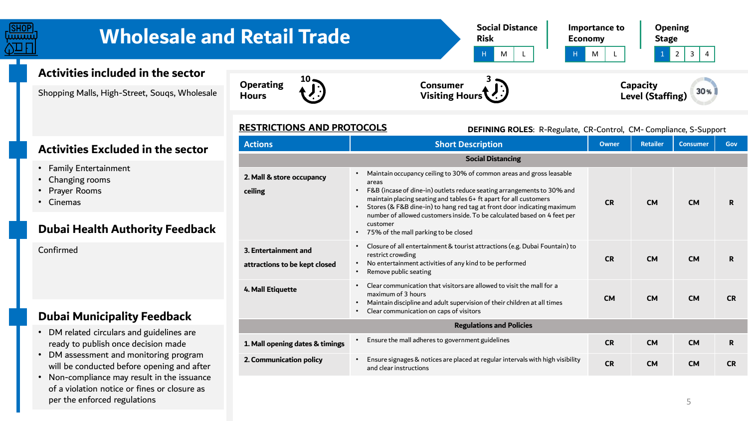# Wholesale and Retail Trade

**Social Distance Risk:** H | M | L

**Importance to Economy:** H | M | L

**Opening Stage:** 1 | 2 | 3 | 4

## Activities included in the sector

Shopping Malls, High-Street, Souqs, Wholesale

## Activities Excluded in the sector

- Family Entertainment
- Changing rooms
- Prayer Rooms
- Cinemas

## Dubai Health Authority Feedback

Confirmed

## Dubai Municipality Feedback

- DM related circulars and guidelines are ready to publish once decision made
- DM assessment and monitoring program will be conducted before opening and after
- Non-compliance may result in the issuance of a violation notice or fines or closure as per the enforced regulations

**Operating Hours:** 10

**Consumer Visiting Hours:** 3

**Capacity Level (Staffing):** 30%

## RESTRICTIONS AND PROTOCOLS

**DEFINING ROLES**: R-Regulate, CR-Control, CM- Compliance, S-Support

| Actions | Short Description | Owner | Retailer | Consumer | Gov |
|---|---|---|---|---|---|
| **Social Distancing** | | | | | |
| **2. Mall & store occupancy ceiling** | • Maintain occupancy ceiling to 30% of common areas and gross leasable areas<br>• F&B (incase of dine-in) outlets reduce seating arrangements to 30% and maintain placing seating and tables 6+ ft apart for all customers<br>• Stores (& F&B dine-in) to hang red tag at front door indicating maximum number of allowed customers inside. To be calculated based on 4 feet per customer<br>• 75% of the mall parking to be closed | CR | CM | CM | R |
| **3. Entertainment and attractions to be kept closed** | • Closure of all entertainment & tourist attractions (e.g. Dubai Fountain) to restrict crowding<br>• No entertainment activities of any kind to be performed<br>• Remove public seating | CR | CM | CM | R |
| **4. Mall Etiquette** | • Clear communication that visitors are allowed to visit the mall for a maximum of 3 hours<br>• Maintain discipline and adult supervision of their children at all times<br>• Clear communication on caps of visitors | CM | CM | CM | CR |
| **Regulations and Policies** | | | | | |
| **1. Mall opening dates & timings** | • Ensure the mall adheres to government guidelines | CR | CM | CM | R |
| **2. Communication policy** | • Ensure signages & notices are placed at regular intervals with high visibility and clear instructions | CR | CM | CM | CR |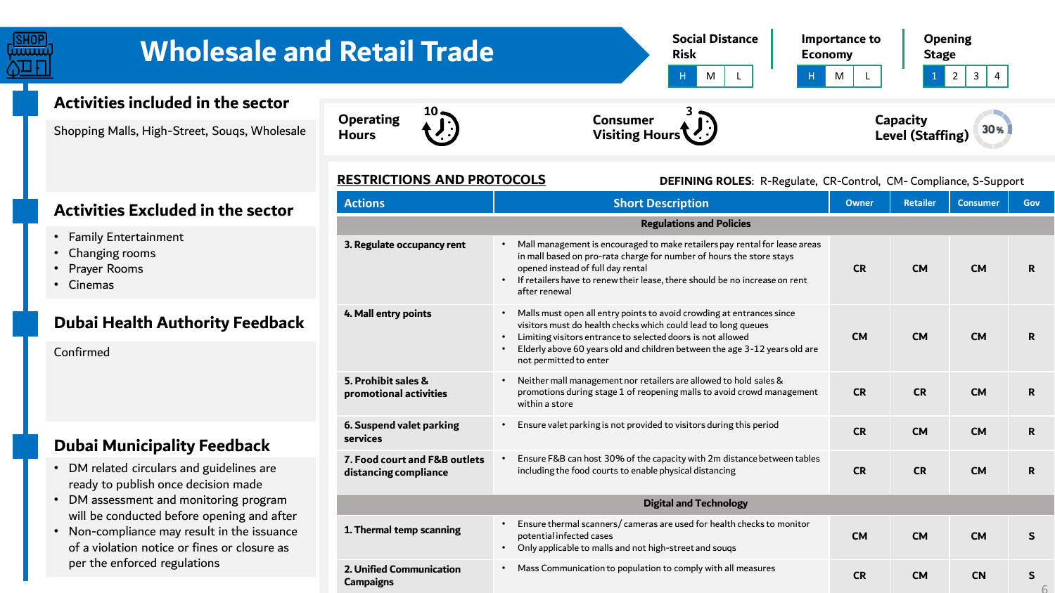# Wholesale and Retail Trade

**Social Distance Risk:** H | M | L (H selected)

**Importance to Economy:** H | M | L (H selected)

**Opening Stage:** 1 | 2 | 3 | 4 (1 selected)

## Activities included in the sector

Shopping Malls, High-Street, Souqs, Wholesale

## Activities Excluded in the sector

- Family Entertainment
- Changing rooms
- Prayer Rooms
- Cinemas

## Dubai Health Authority Feedback

Confirmed

## Dubai Municipality Feedback

- DM related circulars and guidelines are ready to publish once decision made
- DM assessment and monitoring program will be conducted before opening and after
- Non-compliance may result in the issuance of a violation notice or fines or closure as per the enforced regulations

**Operating Hours:** 10

**Consumer Visiting Hours:** 3

**Capacity Level (Staffing):** 30%

## RESTRICTIONS AND PROTOCOLS

**DEFINING ROLES**: R-Regulate, CR-Control, CM- Compliance, S-Support

| Actions | Short Description | Owner | Retailer | Consumer | Gov |
|---|---|---|---|---|---|
| **Regulations and Policies** | | | | | |
| **3. Regulate occupancy rent** | • Mall management is encouraged to make retailers pay rental for lease areas in mall based on pro-rata charge for number of hours the store stays opened instead of full day rental<br>• If retailers have to renew their lease, there should be no increase on rent after renewal | CR | CM | CM | R |
| **4. Mall entry points** | • Malls must open all entry points to avoid crowding at entrances since visitors must do health checks which could lead to long queues<br>• Limiting visitors entrance to selected doors is not allowed<br>• Elderly above 60 years old and children between the age 3-12 years old are not permitted to enter | CM | CM | CM | R |
| **5. Prohibit sales & promotional activities** | • Neither mall management nor retailers are allowed to hold sales & promotions during stage 1 of reopening malls to avoid crowd management within a store | CR | CR | CM | R |
| **6. Suspend valet parking services** | • Ensure valet parking is not provided to visitors during this period | CR | CM | CM | R |
| **7. Food court and F&B outlets distancing compliance** | • Ensure F&B can host 30% of the capacity with 2m distance between tables including the food courts to enable physical distancing | CR | CR | CM | R |
| **Digital and Technology** | | | | | |
| **1. Thermal temp scanning** | • Ensure thermal scanners/ cameras are used for health checks to monitor potential infected cases<br>• Only applicable to malls and not high-street and souqs | CM | CM | CM | S |
| **2. Unified Communication Campaigns** | • Mass Communication to population to comply with all measures | CR | CM | CN | S |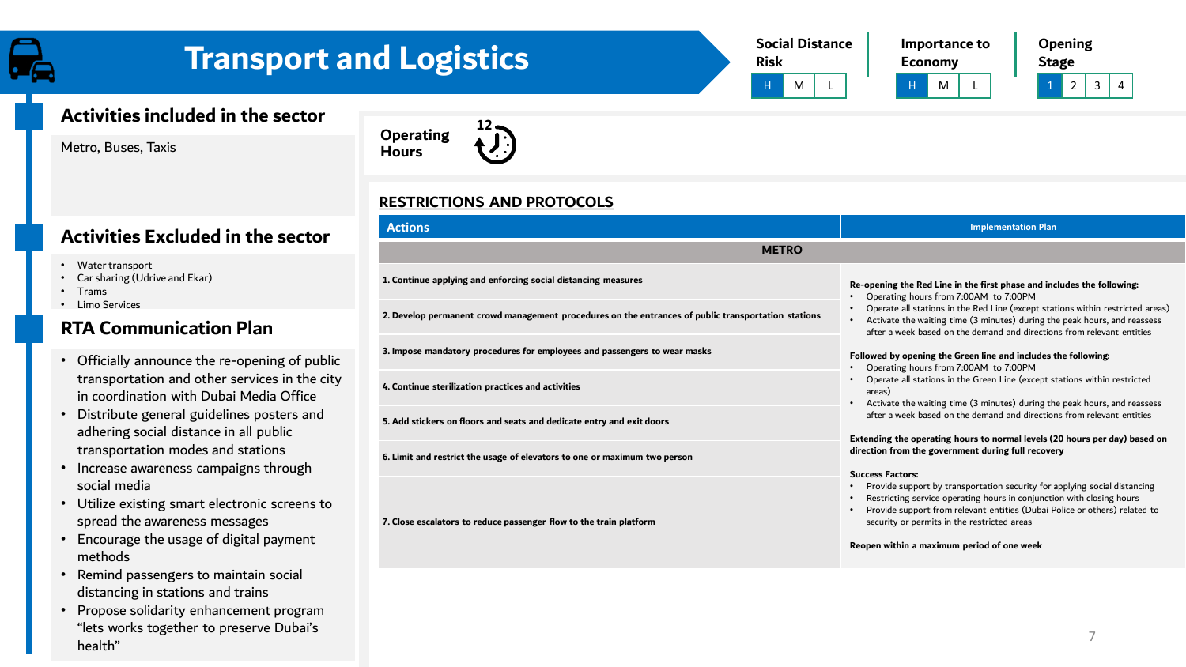# Transport and Logistics

**Social Distance Risk**

| H | M | L |
|---|---|---|

**Importance to Economy**

| H | M | L |
|---|---|---|

**Opening Stage**

| 1 | 2 | 3 | 4 |
|---|---|---|---|

## Activities included in the sector

Metro, Buses, Taxis

## Activities Excluded in the sector

- Water transport
- Car sharing (Udrive and Ekar)
- Trams
- Limo Services

## RTA Communication Plan

- Officially announce the re-opening of public transportation and other services in the city in coordination with Dubai Media Office
- Distribute general guidelines posters and adhering social distance in all public transportation modes and stations
- Increase awareness campaigns through social media
- Utilize existing smart electronic screens to spread the awareness messages
- Encourage the usage of digital payment methods
- Remind passengers to maintain social distancing in stations and trains
- Propose solidarity enhancement program "lets works together to preserve Dubai's health"

**Operating Hours** 12

## RESTRICTIONS AND PROTOCOLS

| Actions | Implementation Plan |
|---|---|
| **METRO** | |
| **1. Continue applying and enforcing social distancing measures** | **Re-opening the Red Line in the first phase and includes the following:**<br>• Operating hours from 7:00AM to 7:00PM<br>• Operate all stations in the Red Line (except stations within restricted areas)<br>• Activate the waiting time (3 minutes) during the peak hours, and reassess after a week based on the demand and directions from relevant entities |
| **2. Develop permanent crowd management procedures on the entrances of public transportation stations** | |
| **3. Impose mandatory procedures for employees and passengers to wear masks** | **Followed by opening the Green line and includes the following:**<br>• Operating hours from 7:00AM to 7:00PM<br>• Operate all stations in the Green Line (except stations within restricted areas)<br>• Activate the waiting time (3 minutes) during the peak hours, and reassess after a week based on the demand and directions from relevant entities |
| **4. Continue sterilization practices and activities** | |
| **5. Add stickers on floors and seats and dedicate entry and exit doors** | **Extending the operating hours to normal levels (20 hours per day) based on direction from the government during full recovery** |
| **6. Limit and restrict the usage of elevators to one or maximum two person** | **Success Factors:**<br>• Provide support by transportation security for applying social distancing<br>• Restricting service operating hours in conjunction with closing hours<br>• Provide support from relevant entities (Dubai Police or others) related to security or permits in the restricted areas |
| **7. Close escalators to reduce passenger flow to the train platform** | **Reopen within a maximum period of one week** |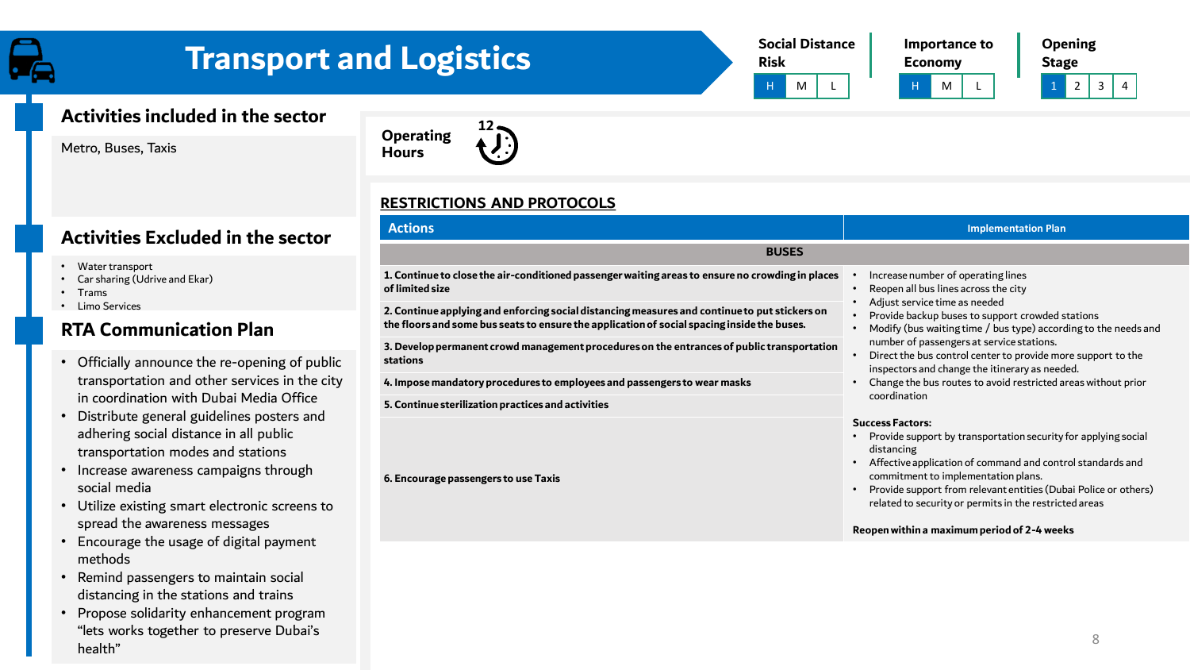# Transport and Logistics

| Social Distance Risk | | | Importance to Economy | | | Opening Stage | | | |
|---|---|---|---|---|---|---|---|---|---|
| **H** | M | L | **H** | M | L | **1** | 2 | 3 | 4 |

## Activities included in the sector

Metro, Buses, Taxis

## Activities Excluded in the sector

- Water transport
- Car sharing (Udrive and Ekar)
- Trams
- Limo Services

## RTA Communication Plan

- Officially announce the re-opening of public transportation and other services in the city in coordination with Dubai Media Office
- Distribute general guidelines posters and adhering social distance in all public transportation modes and stations
- Increase awareness campaigns through social media
- Utilize existing smart electronic screens to spread the awareness messages
- Encourage the usage of digital payment methods
- Remind passengers to maintain social distancing in the stations and trains
- Propose solidarity enhancement program "lets works together to preserve Dubai's health"

**Operating Hours**: 12

## RESTRICTIONS AND PROTOCOLS

| Actions | Implementation Plan |
|---|---|
| **BUSES** | |
| **1. Continue to close the air-conditioned passenger waiting areas to ensure no crowding in places of limited size**<br>**2. Continue applying and enforcing social distancing measures and continue to put stickers on the floors and some bus seats to ensure the application of social spacing inside the buses.**<br>**3. Develop permanent crowd management procedures on the entrances of public transportation stations**<br>**4. Impose mandatory procedures to employees and passengers to wear masks**<br>**5. Continue sterilization practices and activities**<br>**6. Encourage passengers to use Taxis** | • Increase number of operating lines<br>• Reopen all bus lines across the city<br>• Adjust service time as needed<br>• Provide backup buses to support crowded stations<br>• Modify (bus waiting time / bus type) according to the needs and number of passengers at service stations.<br>• Direct the bus control center to provide more support to the inspectors and change the itinerary as needed.<br>• Change the bus routes to avoid restricted areas without prior coordination<br><br>**Success Factors:**<br>• Provide support by transportation security for applying social distancing<br>• Affective application of command and control standards and commitment to implementation plans.<br>• Provide support from relevant entities (Dubai Police or others) related to security or permits in the restricted areas<br><br>**Reopen within a maximum period of 2-4 weeks** |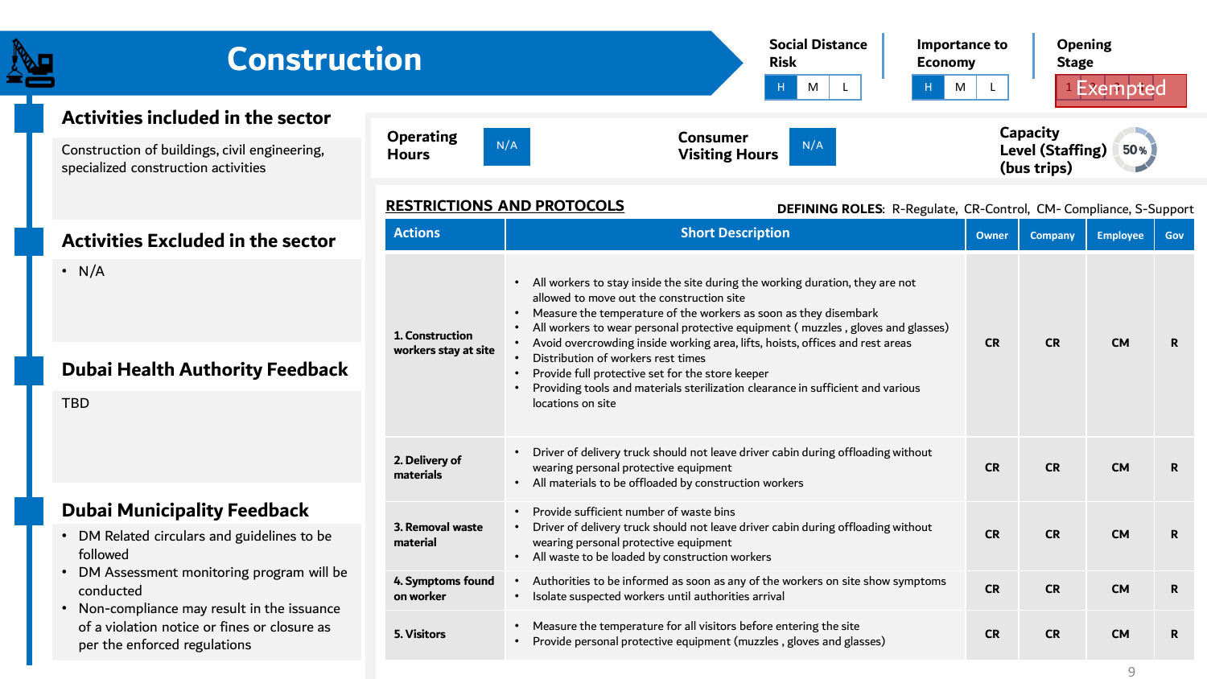# Construction

**Social Distance Risk:** H | M | L

**Importance to Economy:** H | M | L

**Opening Stage:** 1 Exempted

## Activities included in the sector

Construction of buildings, civil engineering, specialized construction activities

## Activities Excluded in the sector

- N/A

## Dubai Health Authority Feedback

TBD

## Dubai Municipality Feedback

- DM Related circulars and guidelines to be followed
- DM Assessment monitoring program will be conducted
- Non-compliance may result in the issuance of a violation notice or fines or closure as per the enforced regulations

**Operating Hours:** N/A

**Consumer Visiting Hours:** N/A

**Capacity Level (Staffing) (bus trips):** 50%

## RESTRICTIONS AND PROTOCOLS

**DEFINING ROLES**: R-Regulate, CR-Control, CM- Compliance, S-Support

| Actions | Short Description | Owner | Company | Employee | Gov |
|---|---|---|---|---|---|
| **1. Construction workers stay at site** | • All workers to stay inside the site during the working duration, they are not allowed to move out the construction site<br>• Measure the temperature of the workers as soon as they disembark<br>• All workers to wear personal protective equipment ( muzzles , gloves and glasses)<br>• Avoid overcrowding inside working area, lifts, hoists, offices and rest areas<br>• Distribution of workers rest times<br>• Provide full protective set for the store keeper<br>• Providing tools and materials sterilization clearance in sufficient and various locations on site | CR | CR | CM | R |
| **2. Delivery of materials** | • Driver of delivery truck should not leave driver cabin during offloading without wearing personal protective equipment<br>• All materials to be offloaded by construction workers | CR | CR | CM | R |
| **3. Removal waste material** | • Provide sufficient number of waste bins<br>• Driver of delivery truck should not leave driver cabin during offloading without wearing personal protective equipment<br>• All waste to be loaded by construction workers | CR | CR | CM | R |
| **4. Symptoms found on worker** | • Authorities to be informed as soon as any of the workers on site show symptoms<br>• Isolate suspected workers until authorities arrival | CR | CR | CM | R |
| **5. Visitors** | • Measure the temperature for all visitors before entering the site<br>• Provide personal protective equipment (muzzles , gloves and glasses) | CR | CR | CM | R |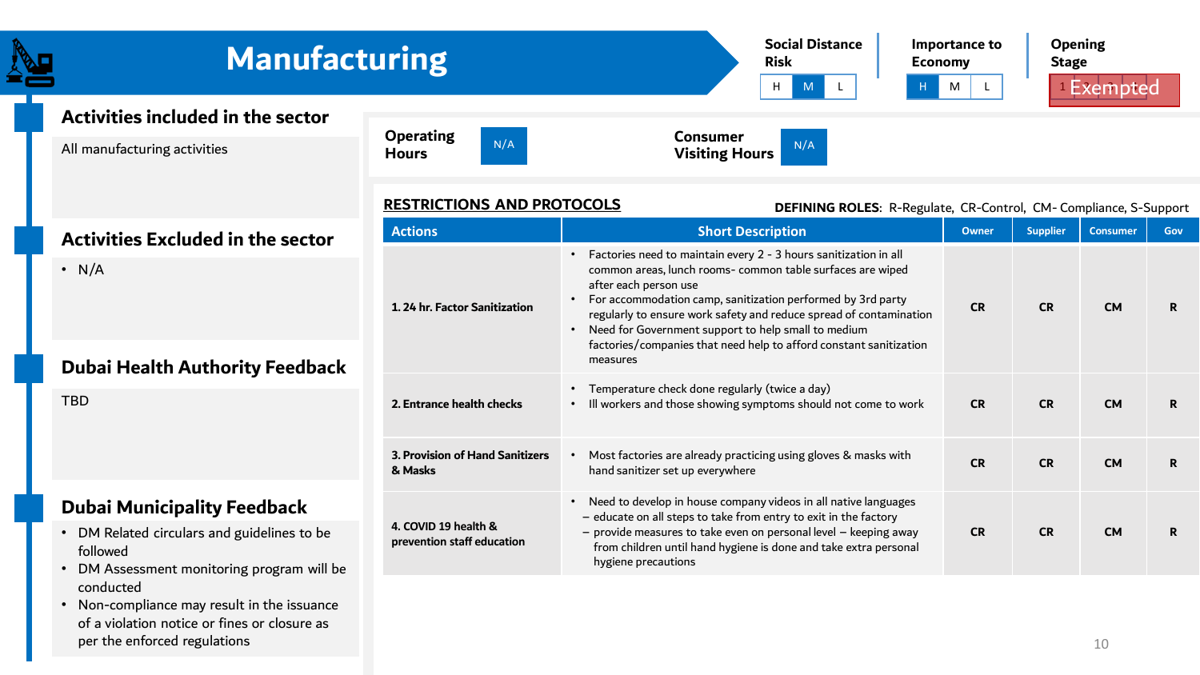# Manufacturing

| Social Distance Risk | | |
|---|---|---|
| H | M | L |

| Importance to Economy | | |
|---|---|---|
| H | M | L |

**Opening Stage:** Exempted

## Activities included in the sector

All manufacturing activities

## Activities Excluded in the sector

- N/A

## Dubai Health Authority Feedback

TBD

## Dubai Municipality Feedback

- DM Related circulars and guidelines to be followed
- DM Assessment monitoring program will be conducted
- Non-compliance may result in the issuance of a violation notice or fines or closure as per the enforced regulations

**Operating Hours:** N/A

**Consumer Visiting Hours:** N/A

## RESTRICTIONS AND PROTOCOLS

**DEFINING ROLES**: R-Regulate, CR-Control, CM- Compliance, S-Support

| Actions | Short Description | Owner | Supplier | Consumer | Gov |
|---|---|---|---|---|---|
| 1. 24 hr. Factor Sanitization | • Factories need to maintain every 2 - 3 hours sanitization in all common areas, lunch rooms- common table surfaces are wiped after each person use<br>• For accommodation camp, sanitization performed by 3rd party regularly to ensure work safety and reduce spread of contamination<br>• Need for Government support to help small to medium factories/companies that need help to afford constant sanitization measures | CR | CR | CM | R |
| 2. Entrance health checks | • Temperature check done regularly (twice a day)<br>• Ill workers and those showing symptoms should not come to work | CR | CR | CM | R |
| 3. Provision of Hand Sanitizers & Masks | • Most factories are already practicing using gloves & masks with hand sanitizer set up everywhere | CR | CR | CM | R |
| 4. COVID 19 health & prevention staff education | • Need to develop in house company videos in all native languages<br>– educate on all steps to take from entry to exit in the factory<br>– provide measures to take even on personal level – keeping away from children until hand hygiene is done and take extra personal hygiene precautions | CR | CR | CM | R |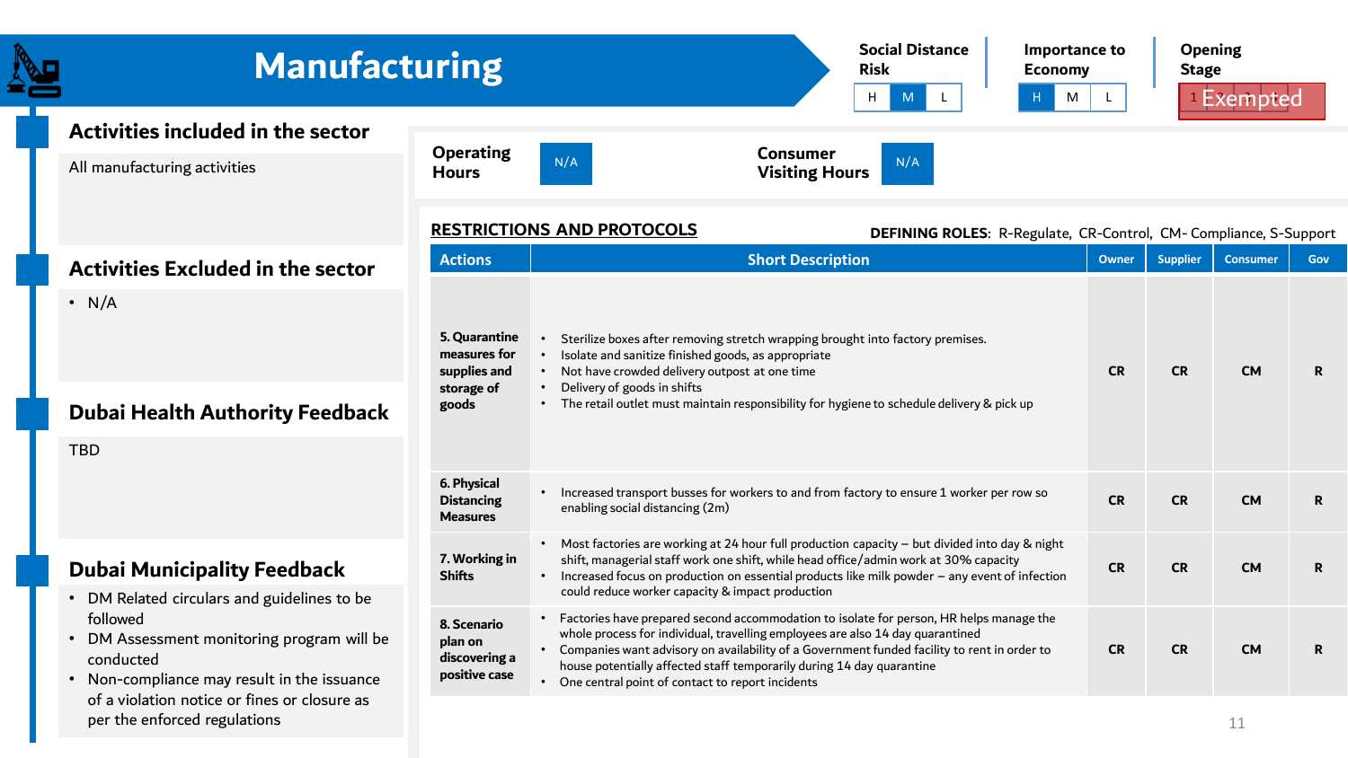# Manufacturing

| Social Distance Risk | | | Importance to Economy | | | Opening Stage |
|---|---|---|---|---|---|---|
| H | M | L | H | M | L | Exempted |

## Activities included in the sector

All manufacturing activities

## Activities Excluded in the sector

- N/A

## Dubai Health Authority Feedback

TBD

## Dubai Municipality Feedback

- DM Related circulars and guidelines to be followed
- DM Assessment monitoring program will be conducted
- Non-compliance may result in the issuance of a violation notice or fines or closure as per the enforced regulations

**Operating Hours:** N/A

**Consumer Visiting Hours:** N/A

## RESTRICTIONS AND PROTOCOLS

**DEFINING ROLES**: R-Regulate, CR-Control, CM- Compliance, S-Support

| Actions | Short Description | Owner | Supplier | Consumer | Gov |
|---|---|---|---|---|---|
| **5. Quarantine measures for supplies and storage of goods** | • Sterilize boxes after removing stretch wrapping brought into factory premises.<br>• Isolate and sanitize finished goods, as appropriate<br>• Not have crowded delivery outpost at one time<br>• Delivery of goods in shifts<br>• The retail outlet must maintain responsibility for hygiene to schedule delivery & pick up | CR | CR | CM | R |
| **6. Physical Distancing Measures** | • Increased transport busses for workers to and from factory to ensure 1 worker per row so enabling social distancing (2m) | CR | CR | CM | R |
| **7. Working in Shifts** | • Most factories are working at 24 hour full production capacity – but divided into day & night shift, managerial staff work one shift, while head office/admin work at 30% capacity<br>• Increased focus on production on essential products like milk powder – any event of infection could reduce worker capacity & impact production | CR | CR | CM | R |
| **8. Scenario plan on discovering a positive case** | • Factories have prepared second accommodation to isolate for person, HR helps manage the whole process for individual, travelling employees are also 14 day quarantined<br>• Companies want advisory on availability of a Government funded facility to rent in order to house potentially affected staff temporarily during 14 day quarantine<br>• One central point of contact to report incidents | CR | CR | CM | R |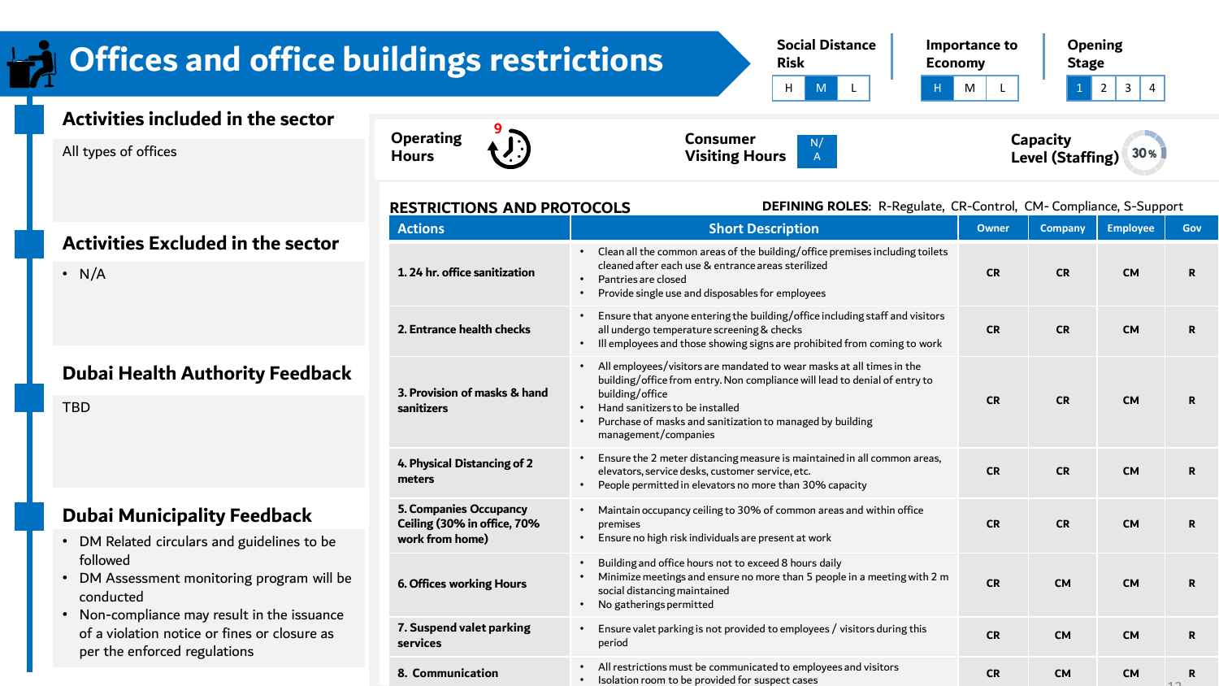# Offices and office buildings restrictions

**Social Distance Risk:** H | **M** | L

**Importance to Economy:** **H** | M | L

**Opening Stage:** **1** | 2 | 3 | 4

## Activities included in the sector

All types of offices

## Activities Excluded in the sector

- N/A

## Dubai Health Authority Feedback

TBD

## Dubai Municipality Feedback

- DM Related circulars and guidelines to be followed
- DM Assessment monitoring program will be conducted
- Non-compliance may result in the issuance of a violation notice or fines or closure as per the enforced regulations

**Operating Hours:** 9

**Consumer Visiting Hours:** N/A

**Capacity Level (Staffing):** 30%

## RESTRICTIONS AND PROTOCOLS

**DEFINING ROLES**: R-Regulate, CR-Control, CM- Compliance, S-Support

| Actions | Short Description | Owner | Company | Employee | Gov |
|---|---|---|---|---|---|
| 1. 24 hr. office sanitization | • Clean all the common areas of the building/office premises including toilets cleaned after each use & entrance areas sterilized<br>• Pantries are closed<br>• Provide single use and disposables for employees | CR | CR | CM | R |
| 2. Entrance health checks | • Ensure that anyone entering the building/office including staff and visitors all undergo temperature screening & checks<br>• Ill employees and those showing signs are prohibited from coming to work | CR | CR | CM | R |
| 3. Provision of masks & hand sanitizers | • All employees/visitors are mandated to wear masks at all times in the building/office from entry. Non compliance will lead to denial of entry to building/office<br>• Hand sanitizers to be installed<br>• Purchase of masks and sanitization to managed by building management/companies | CR | CR | CM | R |
| 4. Physical Distancing of 2 meters | • Ensure the 2 meter distancing measure is maintained in all common areas, elevators, service desks, customer service, etc.<br>• People permitted in elevators no more than 30% capacity | CR | CR | CM | R |
| 5. Companies Occupancy Ceiling (30% in office, 70% work from home) | • Maintain occupancy ceiling to 30% of common areas and within office premises<br>• Ensure no high risk individuals are present at work | CR | CR | CM | R |
| 6. Offices working Hours | • Building and office hours not to exceed 8 hours daily<br>• Minimize meetings and ensure no more than 5 people in a meeting with 2 m social distancing maintained<br>• No gatherings permitted | CR | CM | CM | R |
| 7. Suspend valet parking services | • Ensure valet parking is not provided to employees / visitors during this period | CR | CM | CM | R |
| 8. Communication | • All restrictions must be communicated to employees and visitors<br>• Isolation room to be provided for suspect cases | CR | CM | CM | R |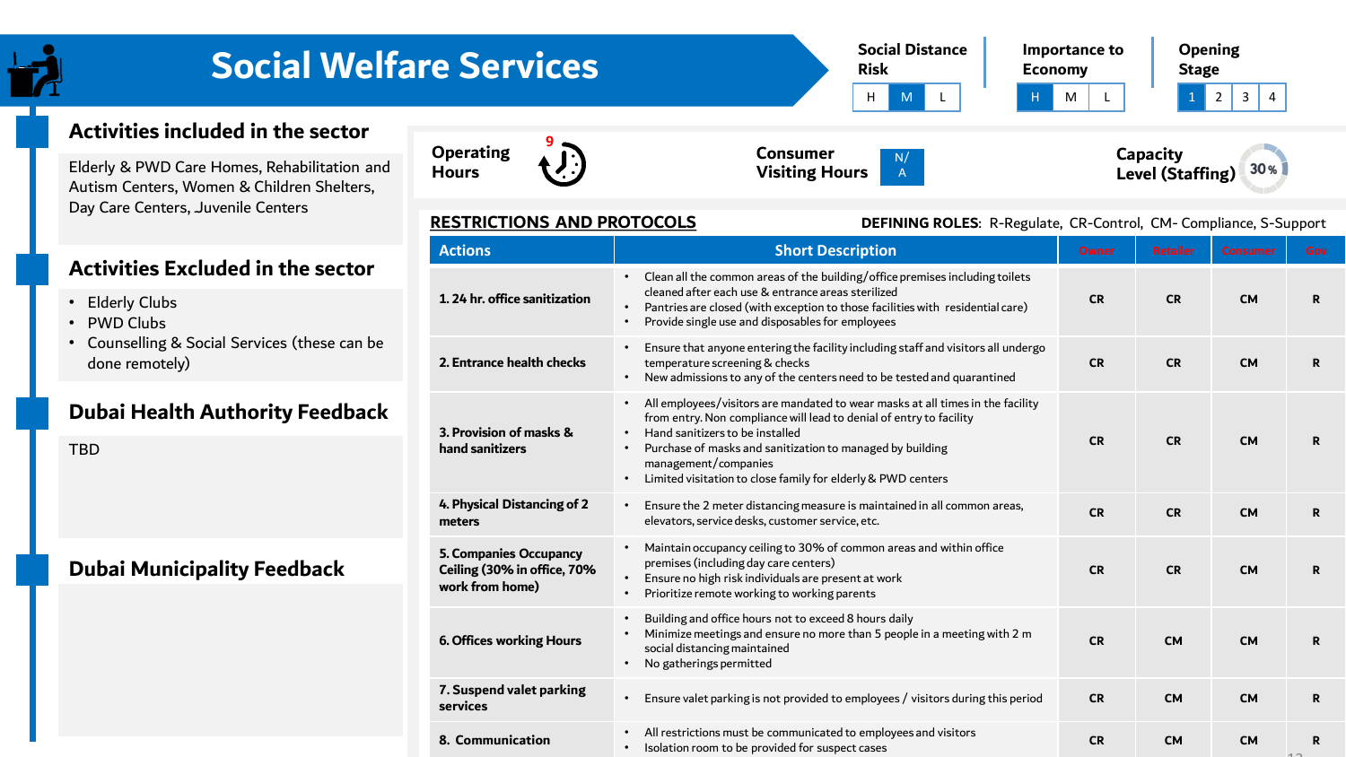# Social Welfare Services

**Social Distance Risk**

| H | M | L |
|---|---|---|

**Importance to Economy**

| H | M | L |
|---|---|---|

**Opening Stage**

| 1 | 2 | 3 | 4 |
|---|---|---|---|

## Activities included in the sector

Elderly & PWD Care Homes, Rehabilitation and Autism Centers, Women & Children Shelters, Day Care Centers, Juvenile Centers

## Activities Excluded in the sector

- Elderly Clubs
- PWD Clubs
- Counselling & Social Services (these can be done remotely)

## Dubai Health Authority Feedback

TBD

## Dubai Municipality Feedback

**Operating Hours** 9

**Consumer Visiting Hours** N/A

**Capacity Level (Staffing)** 30%

**RESTRICTIONS AND PROTOCOLS**

**DEFINING ROLES**: R-Regulate, CR-Control, CM- Compliance, S-Support

| Actions | Short Description | Owner | Retailer | Consumer | Gov |
|---|---|---|---|---|---|
| **1. 24 hr. office sanitization** | • Clean all the common areas of the building/office premises including toilets cleaned after each use & entrance areas sterilized<br>• Pantries are closed (with exception to those facilities with residential care)<br>• Provide single use and disposables for employees | CR | CR | CM | R |
| **2. Entrance health checks** | • Ensure that anyone entering the facility including staff and visitors all undergo temperature screening & checks<br>• New admissions to any of the centers need to be tested and quarantined | CR | CR | CM | R |
| **3. Provision of masks & hand sanitizers** | • All employees/visitors are mandated to wear masks at all times in the facility from entry. Non compliance will lead to denial of entry to facility<br>• Hand sanitizers to be installed<br>• Purchase of masks and sanitization to managed by building management/companies<br>• Limited visitation to close family for elderly & PWD centers | CR | CR | CM | R |
| **4. Physical Distancing of 2 meters** | • Ensure the 2 meter distancing measure is maintained in all common areas, elevators, service desks, customer service, etc. | CR | CR | CM | R |
| **5. Companies Occupancy Ceiling (30% in office, 70% work from home)** | • Maintain occupancy ceiling to 30% of common areas and within office premises (including day care centers)<br>• Ensure no high risk individuals are present at work<br>• Prioritize remote working to working parents | CR | CR | CM | R |
| **6. Offices working Hours** | • Building and office hours not to exceed 8 hours daily<br>• Minimize meetings and ensure no more than 5 people in a meeting with 2 m social distancing maintained<br>• No gatherings permitted | CR | CM | CM | R |
| **7. Suspend valet parking services** | • Ensure valet parking is not provided to employees / visitors during this period | CR | CM | CM | R |
| **8. Communication** | • All restrictions must be communicated to employees and visitors<br>• Isolation room to be provided for suspect cases | CR | CM | CM | R |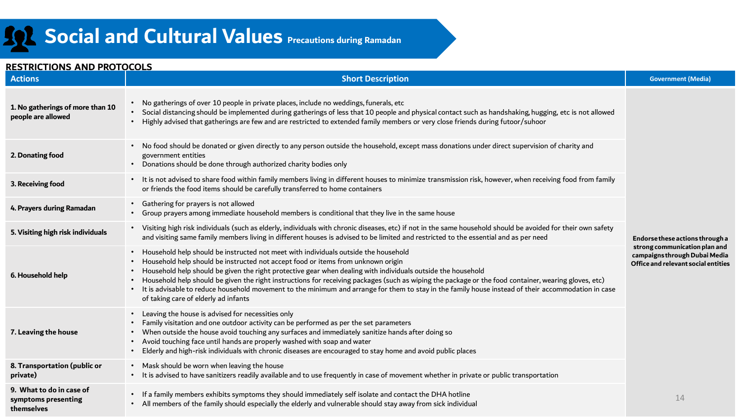# Social and Cultural Values Precautions during Ramadan

## RESTRICTIONS AND PROTOCOLS

| Actions | Short Description | Government (Media) |
|---|---|---|
| **1. No gatherings of more than 10 people are allowed** | • No gatherings of over 10 people in private places, include no weddings, funerals, etc<br>• Social distancing should be implemented during gatherings of less that 10 people and physical contact such as handshaking, hugging, etc is not allowed<br>• Highly advised that gatherings are few and are restricted to extended family members or very close friends during futoor/suhoor | **Endorse these actions through a strong communication plan and campaigns through Dubai Media Office and relevant social entities** |
| **2. Donating food** | • No food should be donated or given directly to any person outside the household, except mass donations under direct supervision of charity and government entities<br>• Donations should be done through authorized charity bodies only | |
| **3. Receiving food** | • It is not advised to share food within family members living in different houses to minimize transmission risk, however, when receiving food from family or friends the food items should be carefully transferred to home containers | |
| **4. Prayers during Ramadan** | • Gathering for prayers is not allowed<br>• Group prayers among immediate household members is conditional that they live in the same house | |
| **5. Visiting high risk individuals** | • Visiting high risk individuals (such as elderly, individuals with chronic diseases, etc) if not in the same household should be avoided for their own safety and visiting same family members living in different houses is advised to be limited and restricted to the essential and as per need | |
| **6. Household help** | • Household help should be instructed not meet with individuals outside the household<br>• Household help should be instructed not accept food or items from unknown origin<br>• Household help should be given the right protective gear when dealing with individuals outside the household<br>• Household help should be given the right instructions for receiving packages (such as wiping the package or the food container, wearing gloves, etc)<br>• It is advisable to reduce household movement to the minimum and arrange for them to stay in the family house instead of their accommodation in case of taking care of elderly ad infants | |
| **7. Leaving the house** | • Leaving the house is advised for necessities only<br>• Family visitation and one outdoor activity can be performed as per the set parameters<br>• When outside the house avoid touching any surfaces and immediately sanitize hands after doing so<br>• Avoid touching face until hands are properly washed with soap and water<br>• Elderly and high-risk individuals with chronic diseases are encouraged to stay home and avoid public places | |
| **8. Transportation (public or private)** | • Mask should be worn when leaving the house<br>• It is advised to have sanitizers readily available and to use frequently in case of movement whether in private or public transportation | |
| **9. What to do in case of symptoms presenting themselves** | • If a family members exhibits symptoms they should immediately self isolate and contact the DHA hotline<br>• All members of the family should especially the elderly and vulnerable should stay away from sick individual | |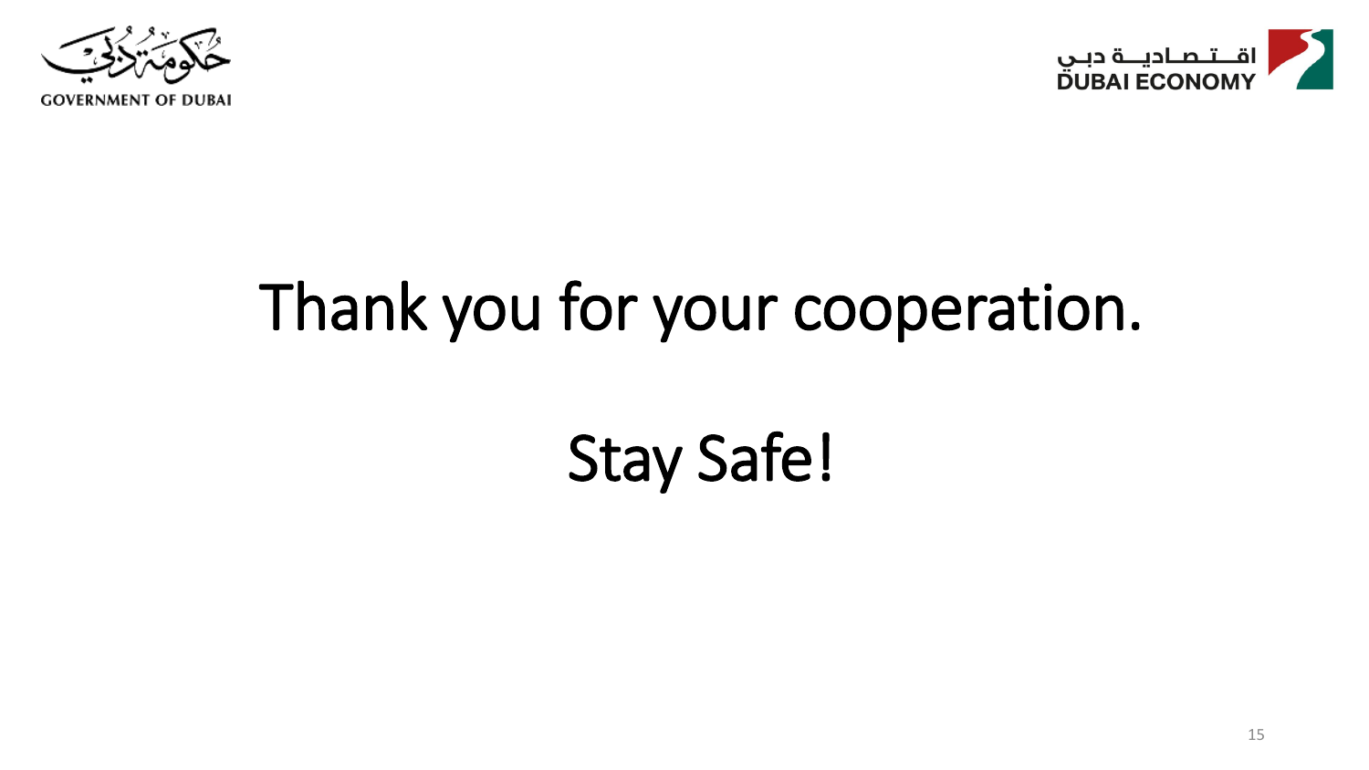حكومة دبي

GOVERNMENT OF DUBAI

اقتصادية دبي

DUBAI ECONOMY

# Thank you for your cooperation.

# Stay Safe!